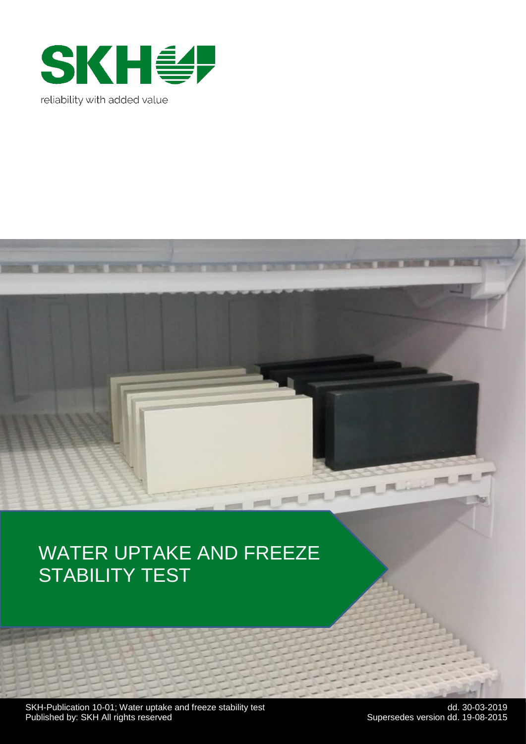SKH

reliability with added value

# WATER UPTAKE AND FREEZE STABILITY TEST

SKH-Publication 10-01; Water uptake and freeze stability test
Published by: SKH All rights reserved

dd. 30-03-2019
Supersedes version dd. 19-08-2015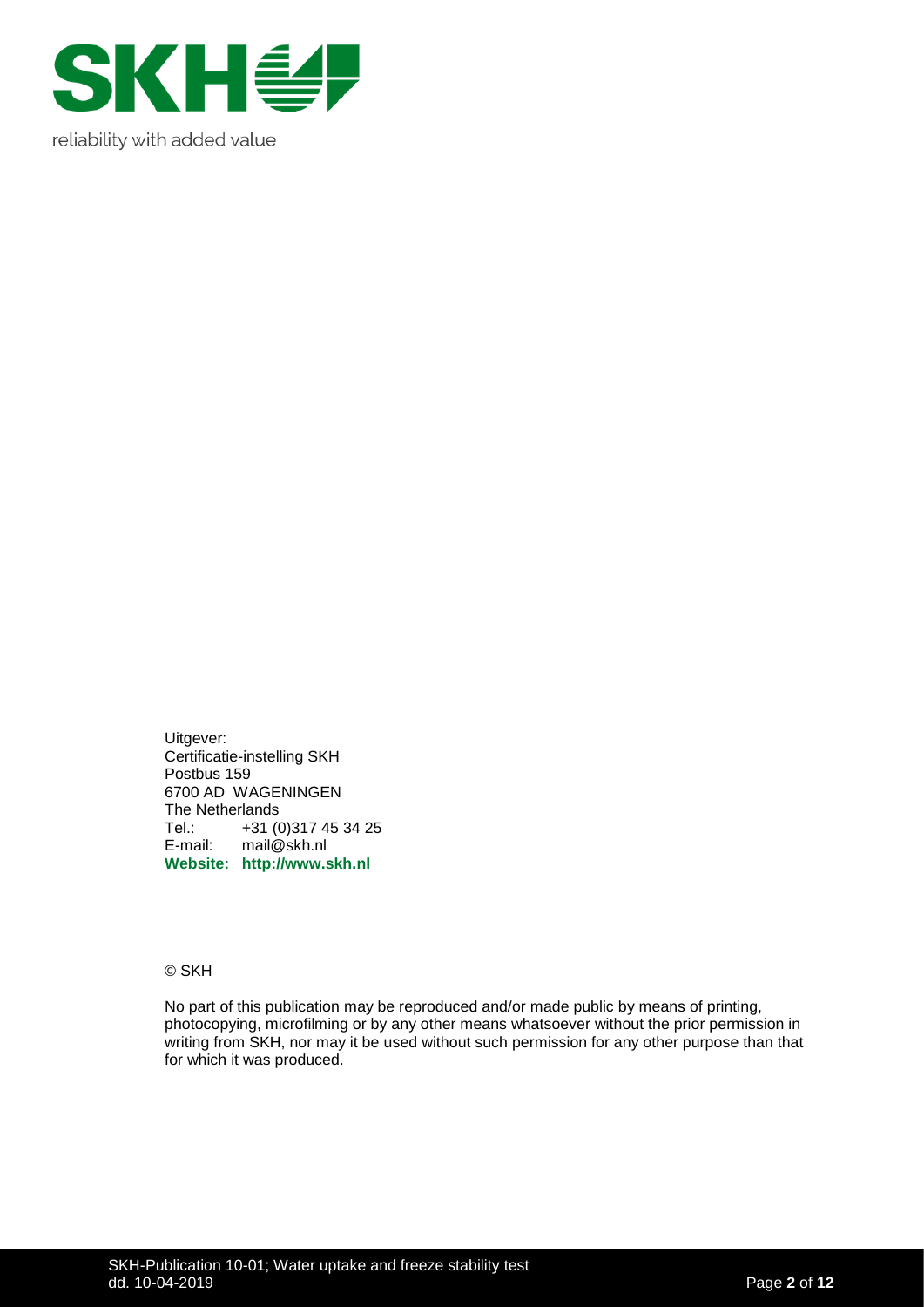reliability with added value

Uitgever:
Certificatie-instelling SKH
Postbus 159
6700 AD WAGENINGEN
The Netherlands
Tel.: +31 (0)317 45 34 25
E-mail: mail@skh.nl
**Website: http://www.skh.nl**

© SKH

No part of this publication may be reproduced and/or made public by means of printing, photocopying, microfilming or by any other means whatsoever without the prior permission in writing from SKH, nor may it be used without such permission for any other purpose than that for which it was produced.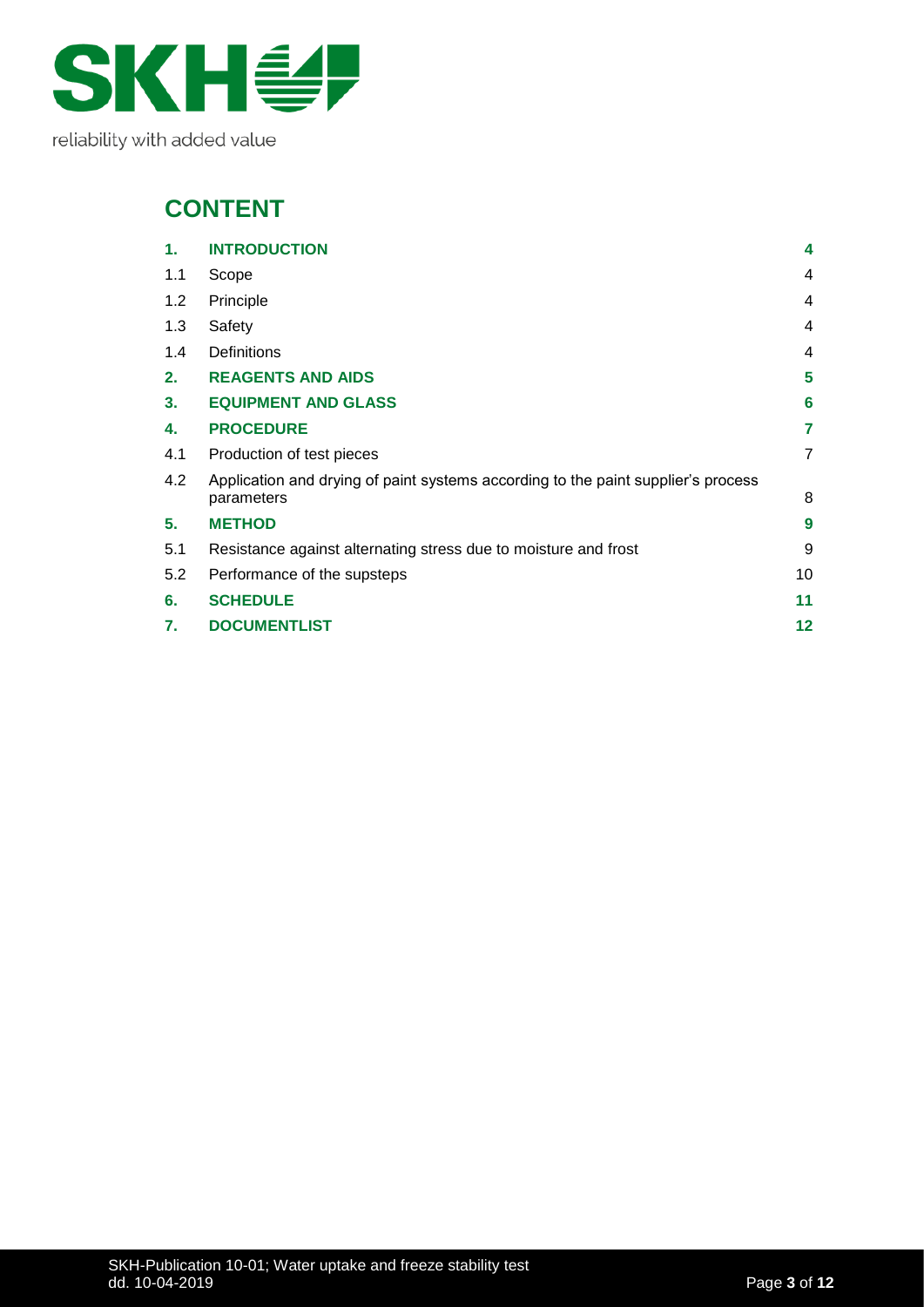reliability with added value

# CONTENT

| | | |
|---|---|---|
| **1.** | **INTRODUCTION** | **4** |
| 1.1 | Scope | 4 |
| 1.2 | Principle | 4 |
| 1.3 | Safety | 4 |
| 1.4 | Definitions | 4 |
| **2.** | **REAGENTS AND AIDS** | **5** |
| **3.** | **EQUIPMENT AND GLASS** | **6** |
| **4.** | **PROCEDURE** | **7** |
| 4.1 | Production of test pieces | 7 |
| 4.2 | Application and drying of paint systems according to the paint supplier's process parameters | 8 |
| **5.** | **METHOD** | **9** |
| 5.1 | Resistance against alternating stress due to moisture and frost | 9 |
| 5.2 | Performance of the supsteps | 10 |
| **6.** | **SCHEDULE** | **11** |
| **7.** | **DOCUMENTLIST** | **12** |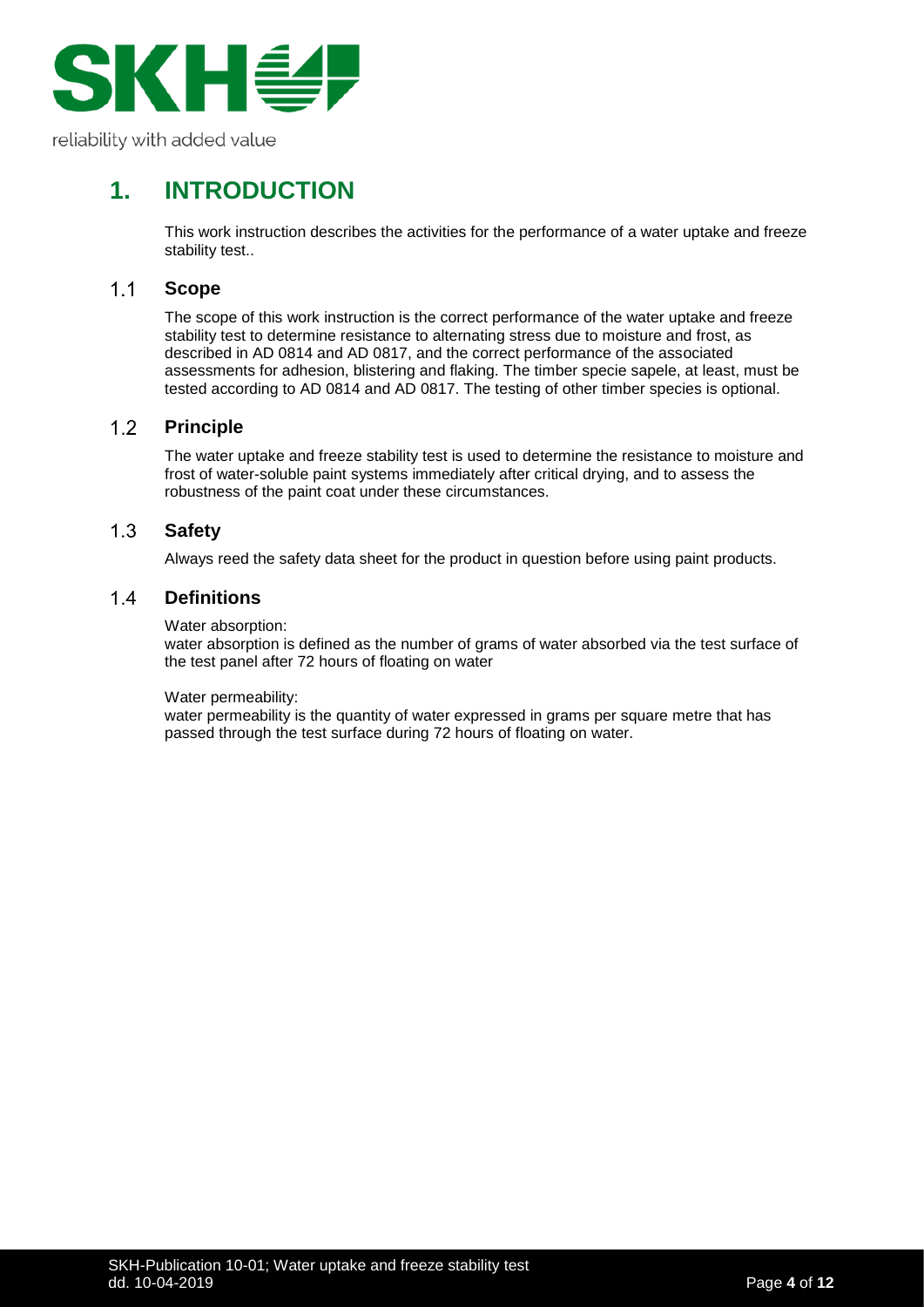# 1. INTRODUCTION

This work instruction describes the activities for the performance of a water uptake and freeze stability test..

## 1.1 Scope

The scope of this work instruction is the correct performance of the water uptake and freeze stability test to determine resistance to alternating stress due to moisture and frost, as described in AD 0814 and AD 0817, and the correct performance of the associated assessments for adhesion, blistering and flaking. The timber specie sapele, at least, must be tested according to AD 0814 and AD 0817. The testing of other timber species is optional.

## 1.2 Principle

The water uptake and freeze stability test is used to determine the resistance to moisture and frost of water-soluble paint systems immediately after critical drying, and to assess the robustness of the paint coat under these circumstances.

## 1.3 Safety

Always reed the safety data sheet for the product in question before using paint products.

## 1.4 Definitions

Water absorption:
water absorption is defined as the number of grams of water absorbed via the test surface of the test panel after 72 hours of floating on water

Water permeability:
water permeability is the quantity of water expressed in grams per square metre that has passed through the test surface during 72 hours of floating on water.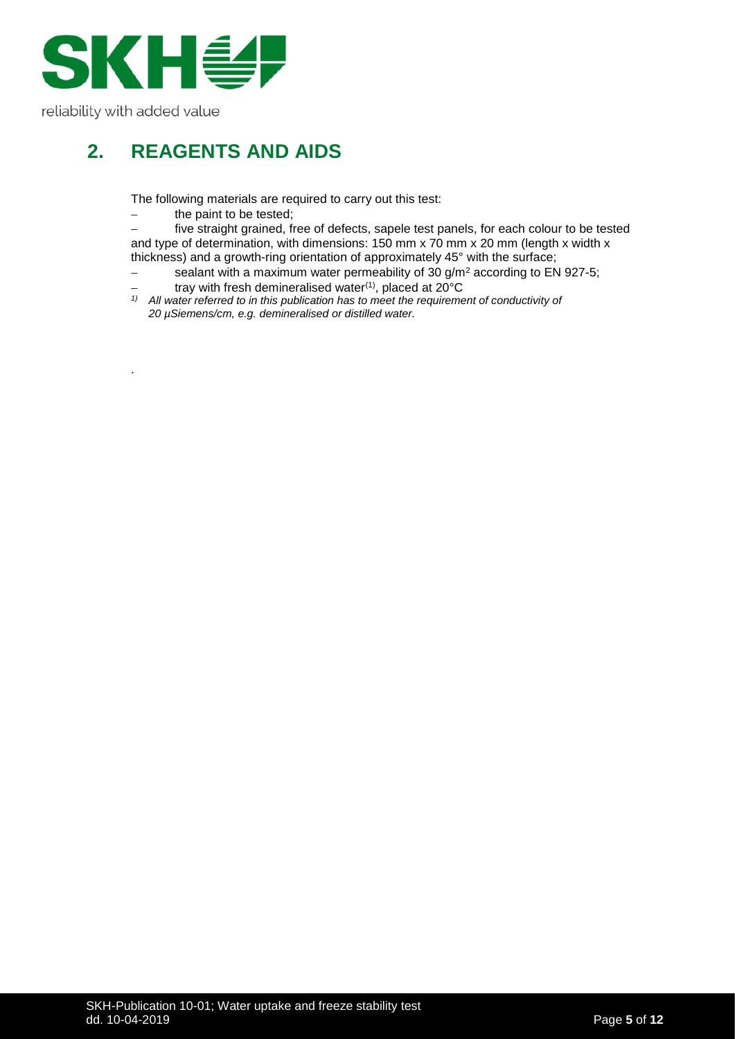## 2. REAGENTS AND AIDS

The following materials are required to carry out this test:

- the paint to be tested;
- five straight grained, free of defects, sapele test panels, for each colour to be tested and type of determination, with dimensions: 150 mm x 70 mm x 20 mm (length x width x thickness) and a growth-ring orientation of approximately 45° with the surface;
- sealant with a maximum water permeability of 30 g/m$^2$ according to EN 927-5;
- tray with fresh demineralised water[(1)], placed at 20°C

*[1)] All water referred to in this publication has to meet the requirement of conductivity of 20 µSiemens/cm, e.g. demineralised or distilled water.*

.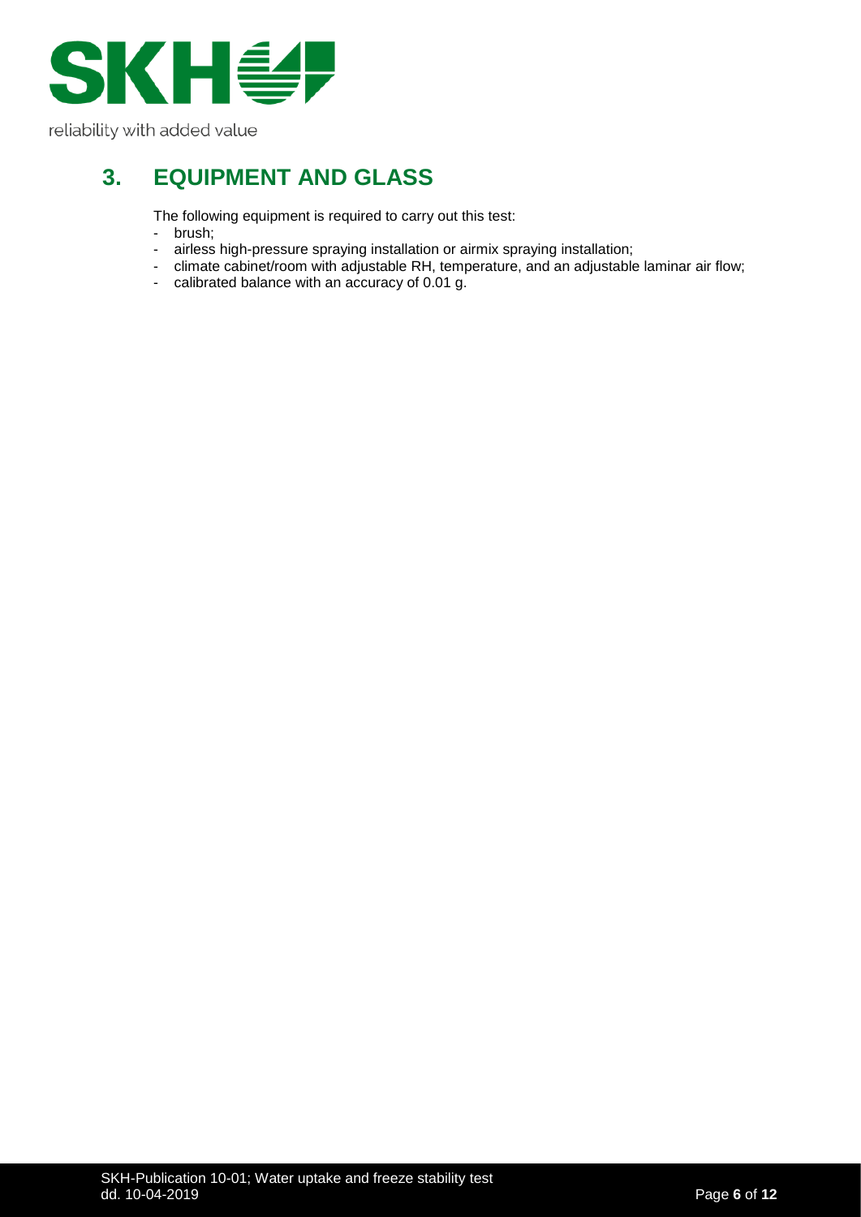## 3. EQUIPMENT AND GLASS

The following equipment is required to carry out this test:

- brush;
- airless high-pressure spraying installation or airmix spraying installation;
- climate cabinet/room with adjustable RH, temperature, and an adjustable laminar air flow;
- calibrated balance with an accuracy of 0.01 g.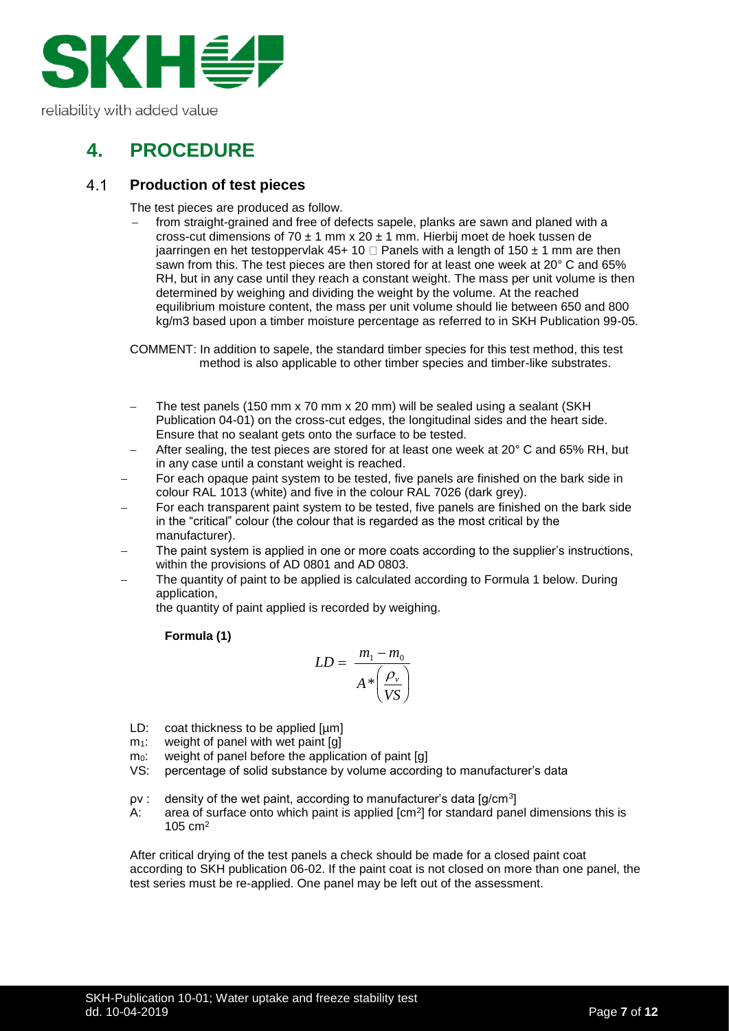# 4. PROCEDURE

## 4.1 Production of test pieces

The test pieces are produced as follow.

- from straight-grained and free of defects sapele, planks are sawn and planed with a cross-cut dimensions of 70 ± 1 mm x 20 ± 1 mm. Hierbij moet de hoek tussen de jaarringen en het testoppervlak 45+ 10 □ Panels with a length of 150 ± 1 mm are then sawn from this. The test pieces are then stored for at least one week at 20° C and 65% RH, but in any case until they reach a constant weight. The mass per unit volume is then determined by weighing and dividing the weight by the volume. At the reached equilibrium moisture content, the mass per unit volume should lie between 650 and 800 kg/m3 based upon a timber moisture percentage as referred to in SKH Publication 99-05.

COMMENT: In addition to sapele, the standard timber species for this test method, this test method is also applicable to other timber species and timber-like substrates.

- The test panels (150 mm x 70 mm x 20 mm) will be sealed using a sealant (SKH Publication 04-01) on the cross-cut edges, the longitudinal sides and the heart side. Ensure that no sealant gets onto the surface to be tested.
- After sealing, the test pieces are stored for at least one week at 20° C and 65% RH, but in any case until a constant weight is reached.
- For each opaque paint system to be tested, five panels are finished on the bark side in colour RAL 1013 (white) and five in the colour RAL 7026 (dark grey).
- For each transparent paint system to be tested, five panels are finished on the bark side in the "critical" colour (the colour that is regarded as the most critical by the manufacturer).
- The paint system is applied in one or more coats according to the supplier's instructions, within the provisions of AD 0801 and AD 0803.
- The quantity of paint to be applied is calculated according to Formula 1 below. During application,
  the quantity of paint applied is recorded by weighing.

**Formula (1)**

$$LD = \frac{m_1 - m_0}{A * \left(\frac{\rho_v}{VS}\right)}$$

- LD: coat thickness to be applied [µm]
- $m_1$: weight of panel with wet paint [g]
- $m_0$: weight of panel before the application of paint [g]
- VS: percentage of solid substance by volume according to manufacturer's data

- $\rho_v$ : density of the wet paint, according to manufacturer's data [g/cm$^3$]
- A: area of surface onto which paint is applied [cm$^2$] for standard panel dimensions this is 105 cm$^2$

After critical drying of the test panels a check should be made for a closed paint coat according to SKH publication 06-02. If the paint coat is not closed on more than one panel, the test series must be re-applied. One panel may be left out of the assessment.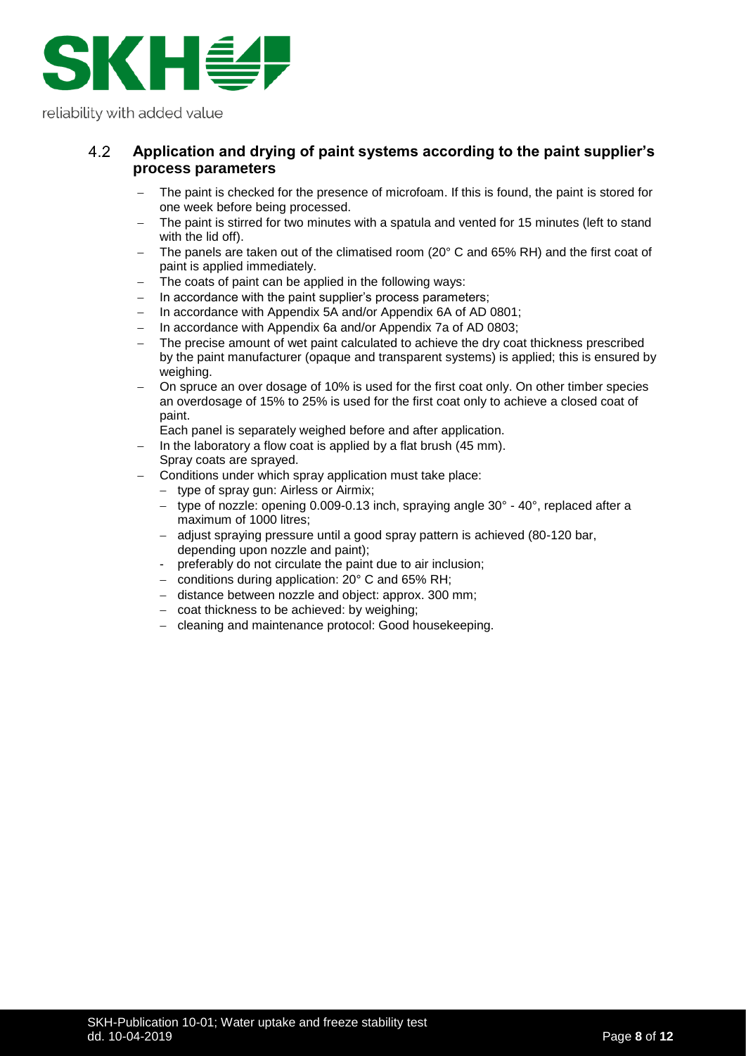## 4.2 Application and drying of paint systems according to the paint supplier's process parameters

- The paint is checked for the presence of microfoam. If this is found, the paint is stored for one week before being processed.
- The paint is stirred for two minutes with a spatula and vented for 15 minutes (left to stand with the lid off).
- The panels are taken out of the climatised room (20° C and 65% RH) and the first coat of paint is applied immediately.
- The coats of paint can be applied in the following ways:
- In accordance with the paint supplier's process parameters;
- In accordance with Appendix 5A and/or Appendix 6A of AD 0801;
- In accordance with Appendix 6a and/or Appendix 7a of AD 0803;
- The precise amount of wet paint calculated to achieve the dry coat thickness prescribed by the paint manufacturer (opaque and transparent systems) is applied; this is ensured by weighing.
- On spruce an over dosage of 10% is used for the first coat only. On other timber species an overdosage of 15% to 25% is used for the first coat only to achieve a closed coat of paint.
  Each panel is separately weighed before and after application.
- In the laboratory a flow coat is applied by a flat brush (45 mm).
  Spray coats are sprayed.
- Conditions under which spray application must take place:
  - type of spray gun: Airless or Airmix;
  - type of nozzle: opening 0.009-0.13 inch, spraying angle 30° - 40°, replaced after a maximum of 1000 litres;
  - adjust spraying pressure until a good spray pattern is achieved (80-120 bar, depending upon nozzle and paint);
  - preferably do not circulate the paint due to air inclusion;
  - conditions during application: 20° C and 65% RH;
  - distance between nozzle and object: approx. 300 mm;
  - coat thickness to be achieved: by weighing;
  - cleaning and maintenance protocol: Good housekeeping.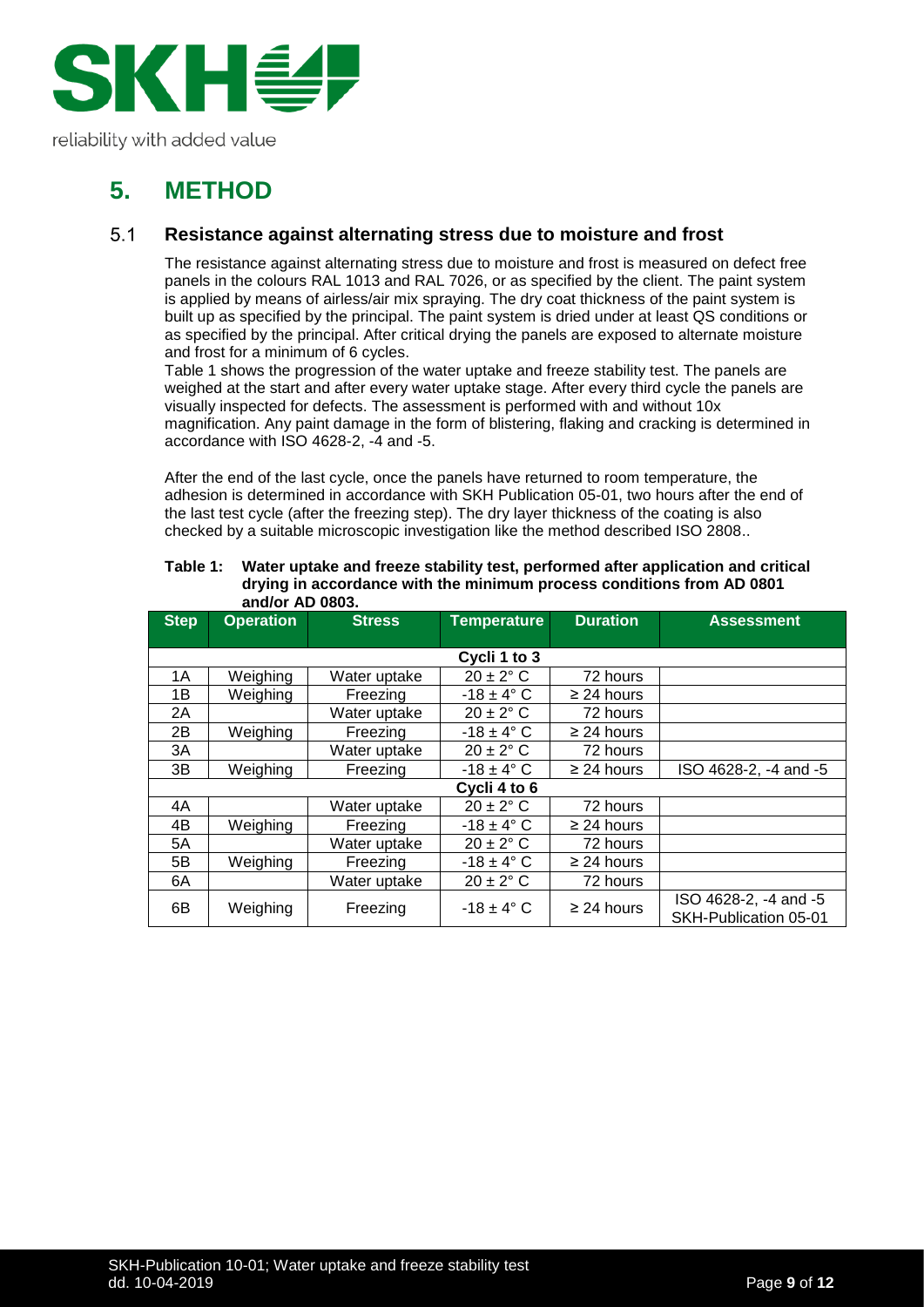# 5. METHOD

## 5.1 Resistance against alternating stress due to moisture and frost

The resistance against alternating stress due to moisture and frost is measured on defect free panels in the colours RAL 1013 and RAL 7026, or as specified by the client. The paint system is applied by means of airless/air mix spraying. The dry coat thickness of the paint system is built up as specified by the principal. The paint system is dried under at least QS conditions or as specified by the principal. After critical drying the panels are exposed to alternate moisture and frost for a minimum of 6 cycles.

Table 1 shows the progression of the water uptake and freeze stability test. The panels are weighed at the start and after every water uptake stage. After every third cycle the panels are visually inspected for defects. The assessment is performed with and without 10x magnification. Any paint damage in the form of blistering, flaking and cracking is determined in accordance with ISO 4628-2, -4 and -5.

After the end of the last cycle, once the panels have returned to room temperature, the adhesion is determined in accordance with SKH Publication 05-01, two hours after the end of the last test cycle (after the freezing step). The dry layer thickness of the coating is also checked by a suitable microscopic investigation like the method described ISO 2808..

**Table 1: Water uptake and freeze stability test, performed after application and critical drying in accordance with the minimum process conditions from AD 0801 and/or AD 0803.**

| Step | Operation | Stress | Temperature | Duration | Assessment |
|---|---|---|---|---|---|
| **Cycli 1 to 3** | | | | | |
| 1A | Weighing | Water uptake | 20 ± 2° C | 72 hours | |
| 1B | Weighing | Freezing | -18 ± 4° C | ≥ 24 hours | |
| 2A | | Water uptake | 20 ± 2° C | 72 hours | |
| 2B | Weighing | Freezing | -18 ± 4° C | ≥ 24 hours | |
| 3A | | Water uptake | 20 ± 2° C | 72 hours | |
| 3B | Weighing | Freezing | -18 ± 4° C | ≥ 24 hours | ISO 4628-2, -4 and -5 |
| **Cycli 4 to 6** | | | | | |
| 4A | | Water uptake | 20 ± 2° C | 72 hours | |
| 4B | Weighing | Freezing | -18 ± 4° C | ≥ 24 hours | |
| 5A | | Water uptake | 20 ± 2° C | 72 hours | |
| 5B | Weighing | Freezing | -18 ± 4° C | ≥ 24 hours | |
| 6A | | Water uptake | 20 ± 2° C | 72 hours | |
| 6B | Weighing | Freezing | -18 ± 4° C | ≥ 24 hours | ISO 4628-2, -4 and -5 SKH-Publication 05-01 |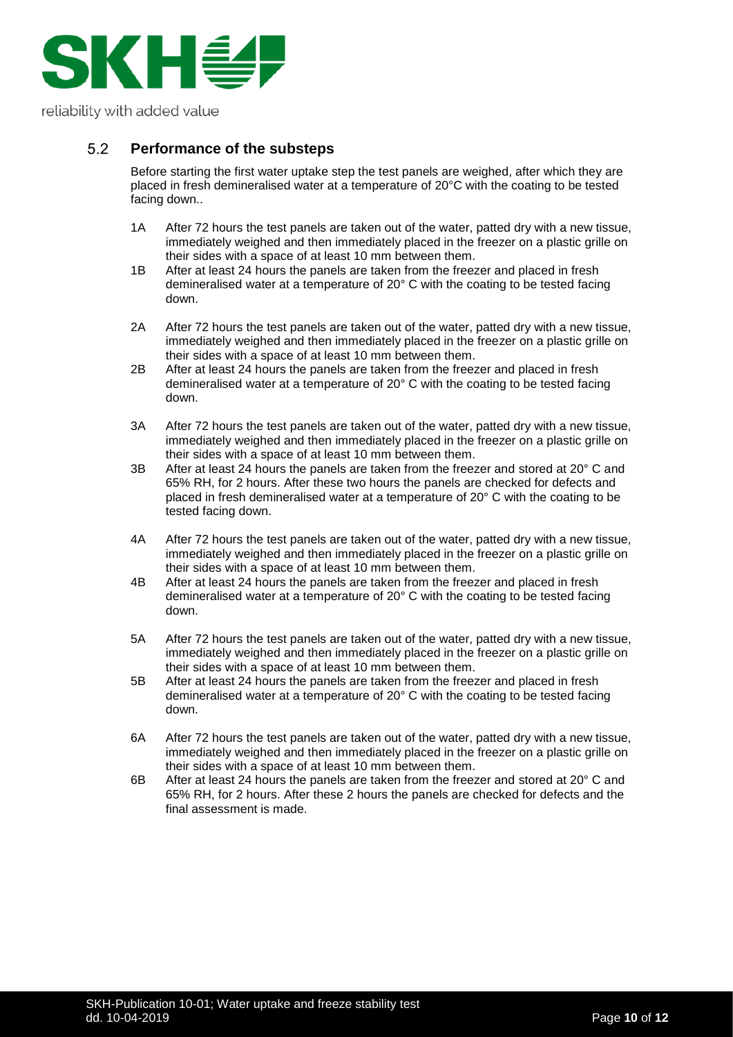## 5.2 Performance of the substeps

Before starting the first water uptake step the test panels are weighed, after which they are placed in fresh demineralised water at a temperature of 20°C with the coating to be tested facing down..

1A After 72 hours the test panels are taken out of the water, patted dry with a new tissue, immediately weighed and then immediately placed in the freezer on a plastic grille on their sides with a space of at least 10 mm between them.

1B After at least 24 hours the panels are taken from the freezer and placed in fresh demineralised water at a temperature of 20° C with the coating to be tested facing down.

2A After 72 hours the test panels are taken out of the water, patted dry with a new tissue, immediately weighed and then immediately placed in the freezer on a plastic grille on their sides with a space of at least 10 mm between them.

2B After at least 24 hours the panels are taken from the freezer and placed in fresh demineralised water at a temperature of 20° C with the coating to be tested facing down.

3A After 72 hours the test panels are taken out of the water, patted dry with a new tissue, immediately weighed and then immediately placed in the freezer on a plastic grille on their sides with a space of at least 10 mm between them.

3B After at least 24 hours the panels are taken from the freezer and stored at 20° C and 65% RH, for 2 hours. After these two hours the panels are checked for defects and placed in fresh demineralised water at a temperature of 20° C with the coating to be tested facing down.

4A After 72 hours the test panels are taken out of the water, patted dry with a new tissue, immediately weighed and then immediately placed in the freezer on a plastic grille on their sides with a space of at least 10 mm between them.

4B After at least 24 hours the panels are taken from the freezer and placed in fresh demineralised water at a temperature of 20° C with the coating to be tested facing down.

5A After 72 hours the test panels are taken out of the water, patted dry with a new tissue, immediately weighed and then immediately placed in the freezer on a plastic grille on their sides with a space of at least 10 mm between them.

5B After at least 24 hours the panels are taken from the freezer and placed in fresh demineralised water at a temperature of 20° C with the coating to be tested facing down.

6A After 72 hours the test panels are taken out of the water, patted dry with a new tissue, immediately weighed and then immediately placed in the freezer on a plastic grille on their sides with a space of at least 10 mm between them.

6B After at least 24 hours the panels are taken from the freezer and stored at 20° C and 65% RH, for 2 hours. After these 2 hours the panels are checked for defects and the final assessment is made.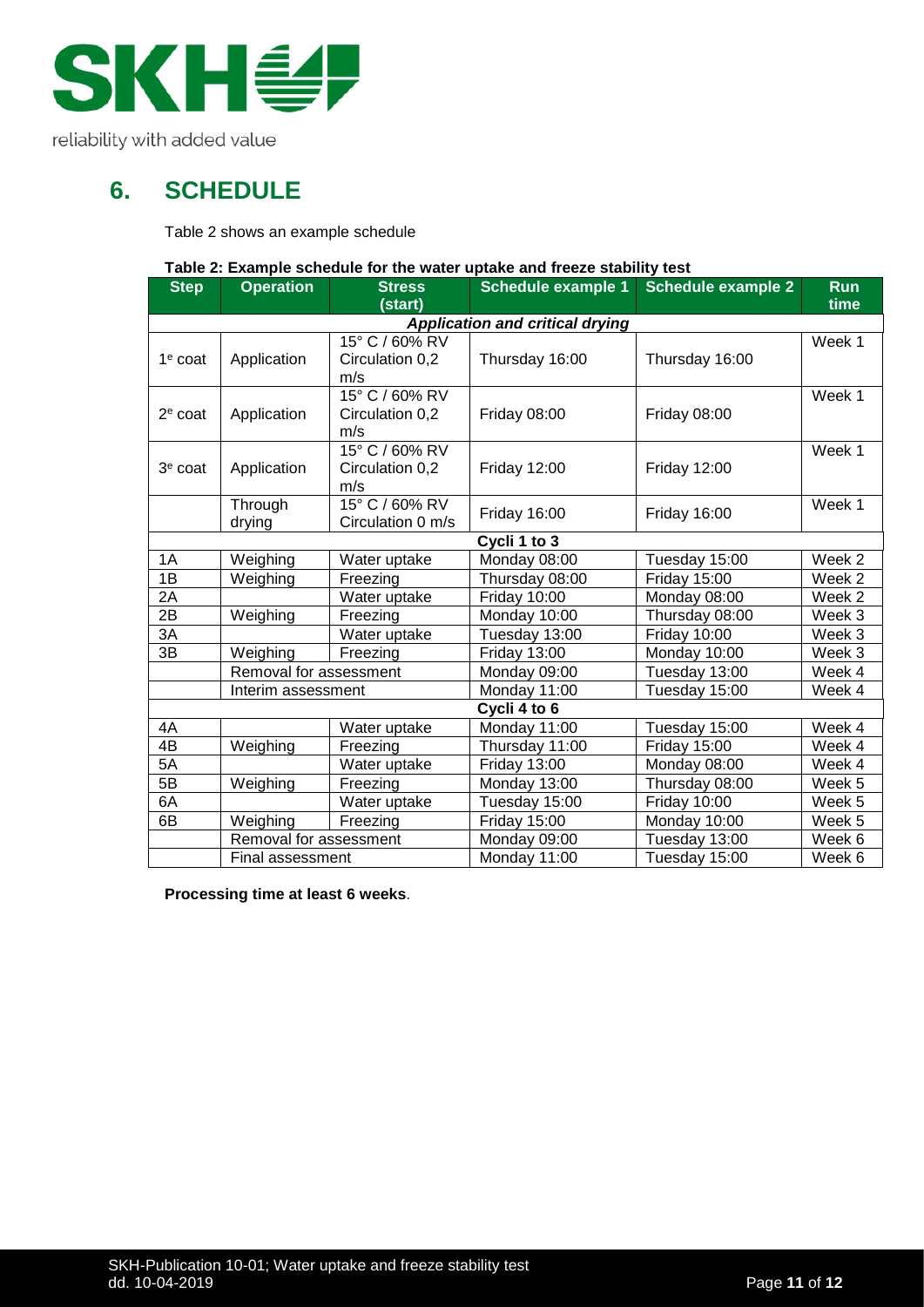## 6. SCHEDULE

Table 2 shows an example schedule

**Table 2: Example schedule for the water uptake and freeze stability test**

| Step | Operation | Stress (start) | Schedule example 1 | Schedule example 2 | Run time |
|---|---|---|---|---|---|
| ***Application and critical drying*** | | | | | |
| 1e coat | Application | 15° C / 60% RV Circulation 0,2 m/s | Thursday 16:00 | Thursday 16:00 | Week 1 |
| 2e coat | Application | 15° C / 60% RV Circulation 0,2 m/s | Friday 08:00 | Friday 08:00 | Week 1 |
| 3e coat | Application | 15° C / 60% RV Circulation 0,2 m/s | Friday 12:00 | Friday 12:00 | Week 1 |
| | Through drying | 15° C / 60% RV Circulation 0 m/s | Friday 16:00 | Friday 16:00 | Week 1 |
| **Cycli 1 to 3** | | | | | |
| 1A | Weighing | Water uptake | Monday 08:00 | Tuesday 15:00 | Week 2 |
| 1B | Weighing | Freezing | Thursday 08:00 | Friday 15:00 | Week 2 |
| 2A | | Water uptake | Friday 10:00 | Monday 08:00 | Week 2 |
| 2B | Weighing | Freezing | Monday 10:00 | Thursday 08:00 | Week 3 |
| 3A | | Water uptake | Tuesday 13:00 | Friday 10:00 | Week 3 |
| 3B | Weighing | Freezing | Friday 13:00 | Monday 10:00 | Week 3 |
| | Removal for assessment | | Monday 09:00 | Tuesday 13:00 | Week 4 |
| | Interim assessment | | Monday 11:00 | Tuesday 15:00 | Week 4 |
| **Cycli 4 to 6** | | | | | |
| 4A | | Water uptake | Monday 11:00 | Tuesday 15:00 | Week 4 |
| 4B | Weighing | Freezing | Thursday 11:00 | Friday 15:00 | Week 4 |
| 5A | | Water uptake | Friday 13:00 | Monday 08:00 | Week 4 |
| 5B | Weighing | Freezing | Monday 13:00 | Thursday 08:00 | Week 5 |
| 6A | | Water uptake | Tuesday 15:00 | Friday 10:00 | Week 5 |
| 6B | Weighing | Freezing | Friday 15:00 | Monday 10:00 | Week 5 |
| | Removal for assessment | | Monday 09:00 | Tuesday 13:00 | Week 6 |
| | Final assessment | | Monday 11:00 | Tuesday 15:00 | Week 6 |

**Processing time at least 6 weeks**.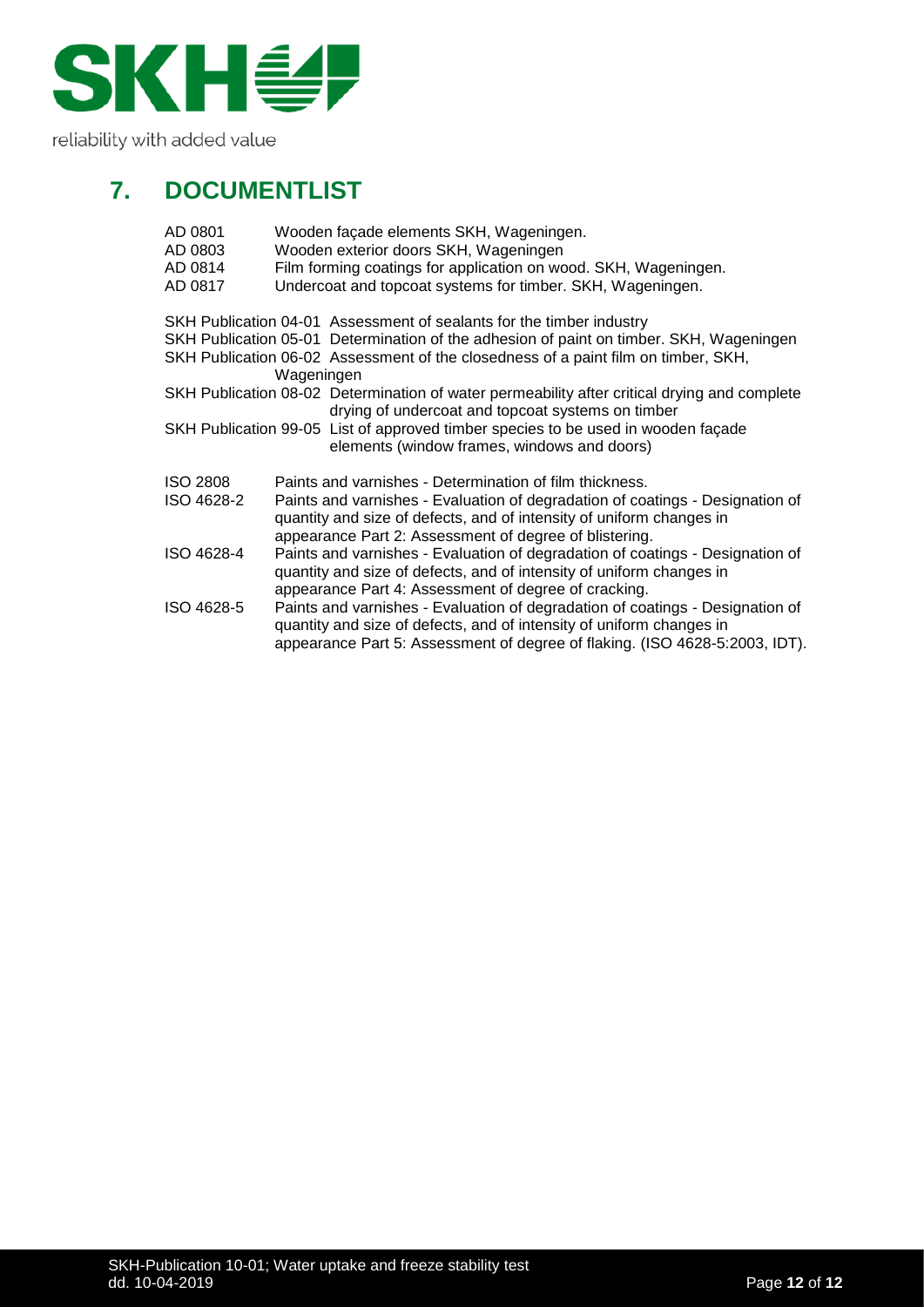## 7. DOCUMENTLIST

| | |
|---|---|
| AD 0801 | Wooden façade elements SKH, Wageningen. |
| AD 0803 | Wooden exterior doors SKH, Wageningen |
| AD 0814 | Film forming coatings for application on wood. SKH, Wageningen. |
| AD 0817 | Undercoat and topcoat systems for timber. SKH, Wageningen. |

| | |
|---|---|
| SKH Publication 04-01 | Assessment of sealants for the timber industry |
| SKH Publication 05-01 | Determination of the adhesion of paint on timber. SKH, Wageningen |
| SKH Publication 06-02 | Assessment of the closedness of a paint film on timber, SKH, Wageningen |
| SKH Publication 08-02 | Determination of water permeability after critical drying and complete drying of undercoat and topcoat systems on timber |
| SKH Publication 99-05 | List of approved timber species to be used in wooden façade elements (window frames, windows and doors) |

| | |
|---|---|
| ISO 2808 | Paints and varnishes - Determination of film thickness. |
| ISO 4628-2 | Paints and varnishes - Evaluation of degradation of coatings - Designation of quantity and size of defects, and of intensity of uniform changes in appearance Part 2: Assessment of degree of blistering. |
| ISO 4628-4 | Paints and varnishes - Evaluation of degradation of coatings - Designation of quantity and size of defects, and of intensity of uniform changes in appearance Part 4: Assessment of degree of cracking. |
| ISO 4628-5 | Paints and varnishes - Evaluation of degradation of coatings - Designation of quantity and size of defects, and of intensity of uniform changes in appearance Part 5: Assessment of degree of flaking. (ISO 4628-5:2003, IDT). |